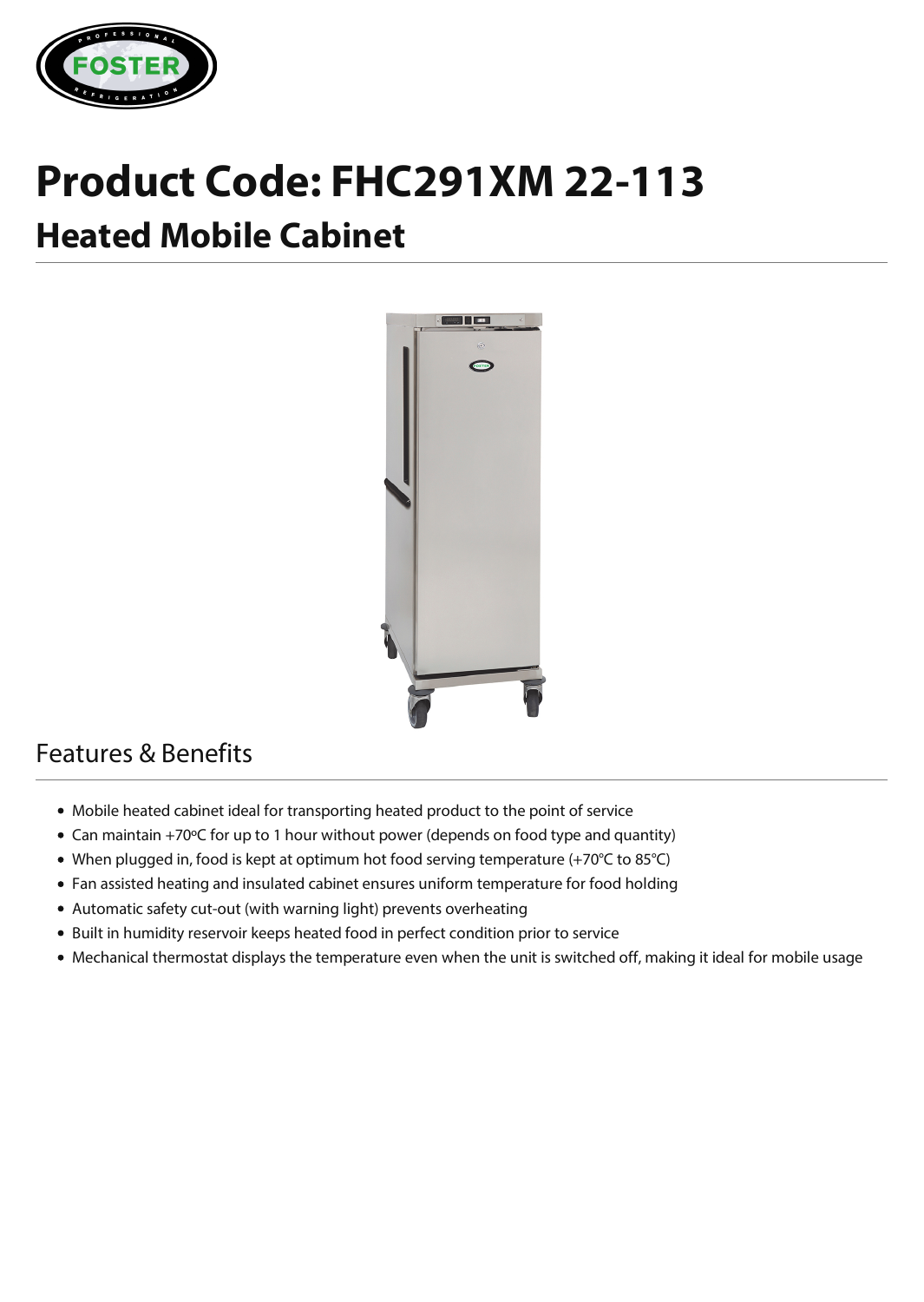# Product Code: FHC291XM 22-113

## Heated Mobile Cabinet

## Features & Benefits

- Mobile heated cabinet ideal for transporting heated product to the point of service
- Can maintain +70ºC for up to 1 hour without power (depends on food type and quantity)
- When plugged in, food is kept at optimum hot food serving temperature (+70°C to 85°C)
- Fan assisted heating and insulated cabinet ensures uniform temperature for food holding
- Automatic safety cut-out (with warning light) prevents overheating
- Built in humidity reservoir keeps heated food in perfect condition prior to service
- Mechanical thermostat displays the temperature even when the unit is switched off, making it ideal for mobile usage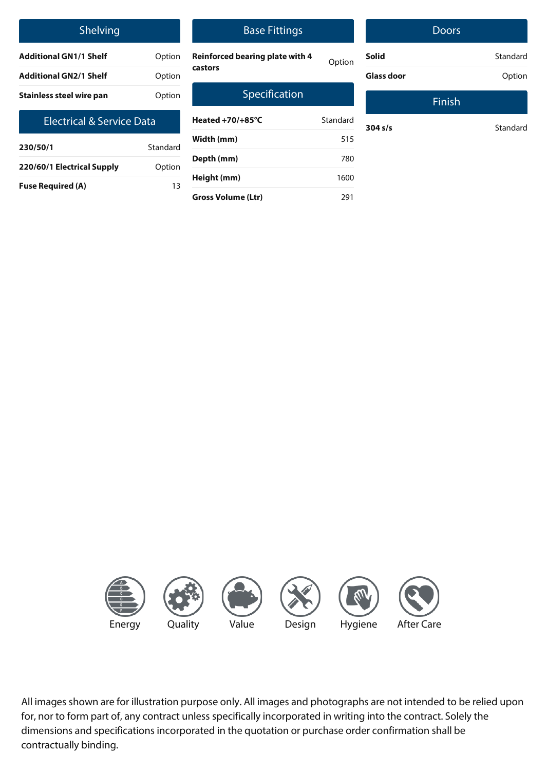## Shelving

| | |
|---|---|
| **Additional GN1/1 Shelf** | Option |
| **Additional GN2/1 Shelf** | Option |
| **Stainless steel wire pan** | Option |

## Electrical & Service Data

| | |
|---|---|
| **230/50/1** | Standard |
| **220/60/1 Electrical Supply** | Option |
| **Fuse Required (A)** | 13 |

## Base Fittings

| | |
|---|---|
| **Reinforced bearing plate with 4 castors** | Option |

## Specification

| | |
|---|---|
| **Heated +70/+85°C** | Standard |
| **Width (mm)** | 515 |
| **Depth (mm)** | 780 |
| **Height (mm)** | 1600 |
| **Gross Volume (Ltr)** | 291 |

## Doors

| | |
|---|---|
| **Solid** | Standard |
| **Glass door** | Option |

## Finish

| | |
|---|---|
| **304 s/s** | Standard |

Energy Quality Value Design Hygiene After Care

All images shown are for illustration purpose only. All images and photographs are not intended to be relied upon for, nor to form part of, any contract unless specifically incorporated in writing into the contract. Solely the dimensions and specifications incorporated in the quotation or purchase order confirmation shall be contractually binding.